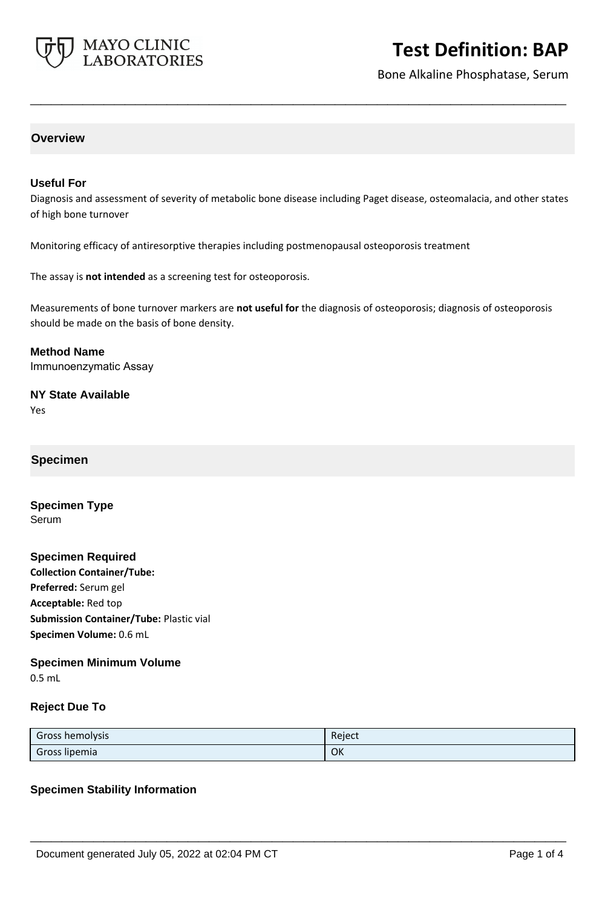# Test Definition: BAP

Bone Alkaline Phosphatase, Serum

## Overview

### Useful For

Diagnosis and assessment of severity of metabolic bone disease including Paget disease, osteomalacia, and other states of high bone turnover

Monitoring efficacy of antiresorptive therapies including postmenopausal osteoporosis treatment

The assay is **not intended** as a screening test for osteoporosis.

Measurements of bone turnover markers are **not useful for** the diagnosis of osteoporosis; diagnosis of osteoporosis should be made on the basis of bone density.

### Method Name

Immunoenzymatic Assay

### NY State Available

Yes

## Specimen

### Specimen Type

Serum

### Specimen Required

**Collection Container/Tube:**
**Preferred:** Serum gel
**Acceptable:** Red top
**Submission Container/Tube:** Plastic vial
**Specimen Volume:** 0.6 mL

### Specimen Minimum Volume

0.5 mL

### Reject Due To

| | |
|---|---|
| Gross hemolysis | Reject |
| Gross lipemia | OK |

### Specimen Stability Information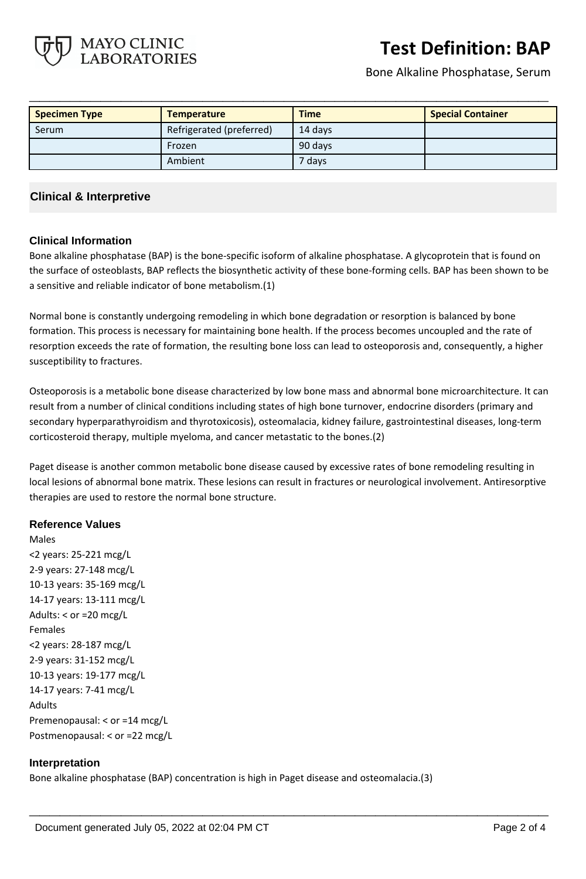| Specimen Type | Temperature | Time | Special Container |
|---|---|---|---|
| Serum | Refrigerated (preferred) | 14 days | |
| | Frozen | 90 days | |
| | Ambient | 7 days | |

## Clinical & Interpretive

### Clinical Information

Bone alkaline phosphatase (BAP) is the bone-specific isoform of alkaline phosphatase. A glycoprotein that is found on the surface of osteoblasts, BAP reflects the biosynthetic activity of these bone-forming cells. BAP has been shown to be a sensitive and reliable indicator of bone metabolism.(1)

Normal bone is constantly undergoing remodeling in which bone degradation or resorption is balanced by bone formation. This process is necessary for maintaining bone health. If the process becomes uncoupled and the rate of resorption exceeds the rate of formation, the resulting bone loss can lead to osteoporosis and, consequently, a higher susceptibility to fractures.

Osteoporosis is a metabolic bone disease characterized by low bone mass and abnormal bone microarchitecture. It can result from a number of clinical conditions including states of high bone turnover, endocrine disorders (primary and secondary hyperparathyroidism and thyrotoxicosis), osteomalacia, kidney failure, gastrointestinal diseases, long-term corticosteroid therapy, multiple myeloma, and cancer metastatic to the bones.(2)

Paget disease is another common metabolic bone disease caused by excessive rates of bone remodeling resulting in local lesions of abnormal bone matrix. These lesions can result in fractures or neurological involvement. Antiresorptive therapies are used to restore the normal bone structure.

### Reference Values

Males

<2 years: 25-221 mcg/L

2-9 years: 27-148 mcg/L

10-13 years: 35-169 mcg/L

14-17 years: 13-111 mcg/L

Adults: < or =20 mcg/L

Females

<2 years: 28-187 mcg/L

2-9 years: 31-152 mcg/L

10-13 years: 19-177 mcg/L

14-17 years: 7-41 mcg/L

Adults

Premenopausal: < or =14 mcg/L

Postmenopausal: < or =22 mcg/L

### Interpretation

Bone alkaline phosphatase (BAP) concentration is high in Paget disease and osteomalacia.(3)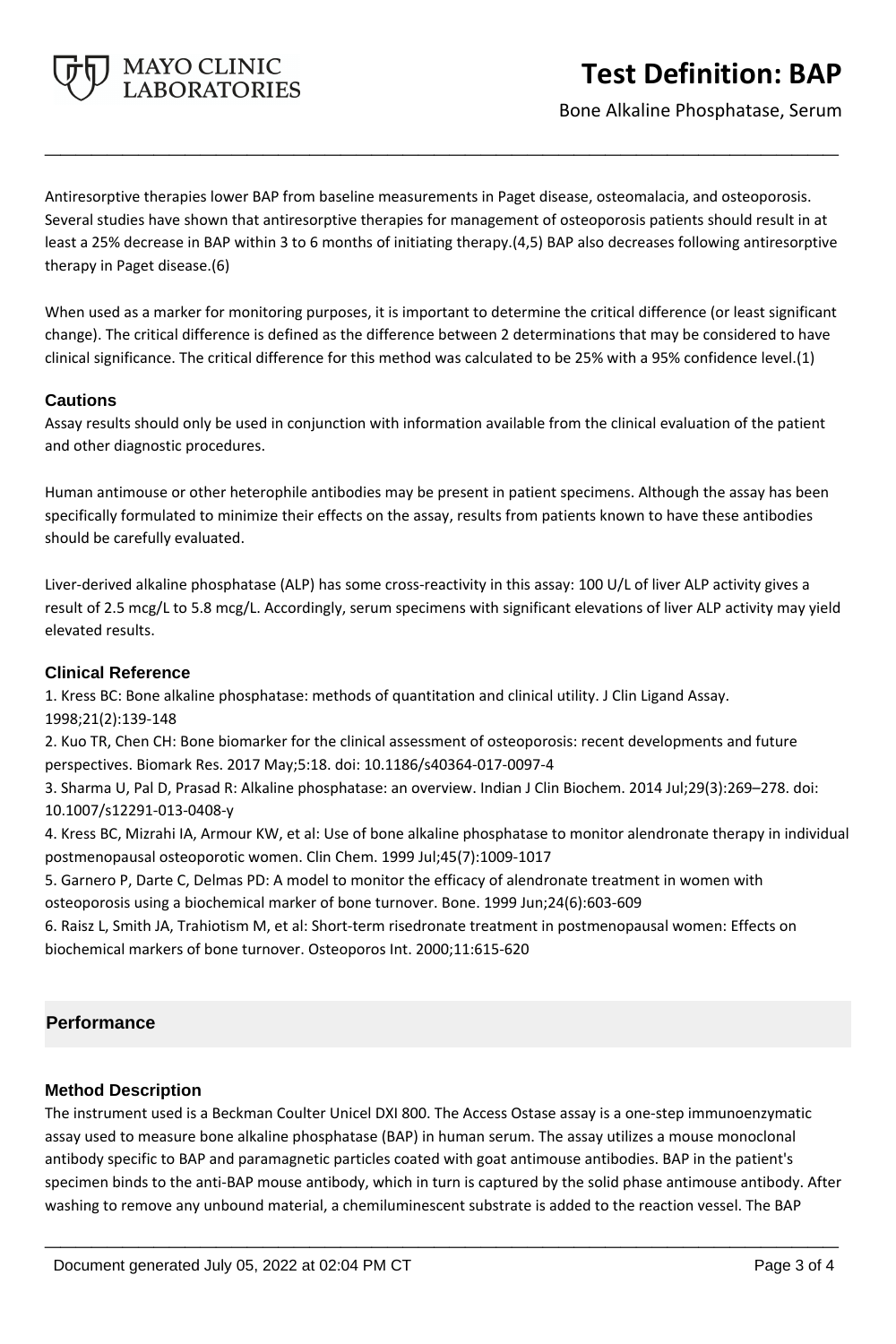Antiresorptive therapies lower BAP from baseline measurements in Paget disease, osteomalacia, and osteoporosis. Several studies have shown that antiresorptive therapies for management of osteoporosis patients should result in at least a 25% decrease in BAP within 3 to 6 months of initiating therapy.(4,5) BAP also decreases following antiresorptive therapy in Paget disease.(6)

When used as a marker for monitoring purposes, it is important to determine the critical difference (or least significant change). The critical difference is defined as the difference between 2 determinations that may be considered to have clinical significance. The critical difference for this method was calculated to be 25% with a 95% confidence level.(1)

### Cautions

Assay results should only be used in conjunction with information available from the clinical evaluation of the patient and other diagnostic procedures.

Human antimouse or other heterophile antibodies may be present in patient specimens. Although the assay has been specifically formulated to minimize their effects on the assay, results from patients known to have these antibodies should be carefully evaluated.

Liver-derived alkaline phosphatase (ALP) has some cross-reactivity in this assay: 100 U/L of liver ALP activity gives a result of 2.5 mcg/L to 5.8 mcg/L. Accordingly, serum specimens with significant elevations of liver ALP activity may yield elevated results.

### Clinical Reference

1. Kress BC: Bone alkaline phosphatase: methods of quantitation and clinical utility. J Clin Ligand Assay. 1998;21(2):139-148
2. Kuo TR, Chen CH: Bone biomarker for the clinical assessment of osteoporosis: recent developments and future perspectives. Biomark Res. 2017 May;5:18. doi: 10.1186/s40364-017-0097-4
3. Sharma U, Pal D, Prasad R: Alkaline phosphatase: an overview. Indian J Clin Biochem. 2014 Jul;29(3):269–278. doi: 10.1007/s12291-013-0408-y
4. Kress BC, Mizrahi IA, Armour KW, et al: Use of bone alkaline phosphatase to monitor alendronate therapy in individual postmenopausal osteoporotic women. Clin Chem. 1999 Jul;45(7):1009-1017
5. Garnero P, Darte C, Delmas PD: A model to monitor the efficacy of alendronate treatment in women with osteoporosis using a biochemical marker of bone turnover. Bone. 1999 Jun;24(6):603-609
6. Raisz L, Smith JA, Trahiotism M, et al: Short-term risedronate treatment in postmenopausal women: Effects on biochemical markers of bone turnover. Osteoporos Int. 2000;11:615-620

## Performance

### Method Description

The instrument used is a Beckman Coulter Unicel DXI 800. The Access Ostase assay is a one-step immunoenzymatic assay used to measure bone alkaline phosphatase (BAP) in human serum. The assay utilizes a mouse monoclonal antibody specific to BAP and paramagnetic particles coated with goat antimouse antibodies. BAP in the patient's specimen binds to the anti-BAP mouse antibody, which in turn is captured by the solid phase antimouse antibody. After washing to remove any unbound material, a chemiluminescent substrate is added to the reaction vessel. The BAP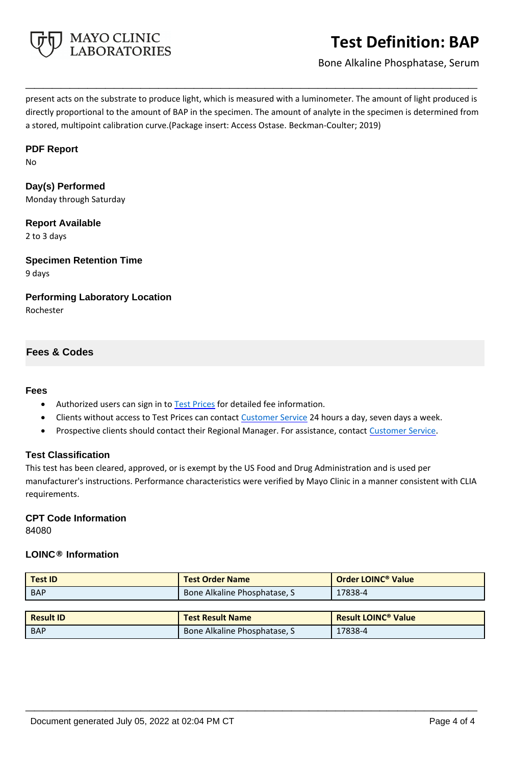present acts on the substrate to produce light, which is measured with a luminometer. The amount of light produced is directly proportional to the amount of BAP in the specimen. The amount of analyte in the specimen is determined from a stored, multipoint calibration curve.(Package insert: Access Ostase. Beckman-Coulter; 2019)

**PDF Report**
No

**Day(s) Performed**
Monday through Saturday

**Report Available**
2 to 3 days

**Specimen Retention Time**
9 days

**Performing Laboratory Location**
Rochester

## Fees & Codes

**Fees**

- Authorized users can sign in to Test Prices for detailed fee information.
- Clients without access to Test Prices can contact Customer Service 24 hours a day, seven days a week.
- Prospective clients should contact their Regional Manager. For assistance, contact Customer Service.

**Test Classification**
This test has been cleared, approved, or is exempt by the US Food and Drug Administration and is used per manufacturer's instructions. Performance characteristics were verified by Mayo Clinic in a manner consistent with CLIA requirements.

**CPT Code Information**
84080

**LOINC® Information**

| Test ID | Test Order Name | Order LOINC® Value |
|---|---|---|
| BAP | Bone Alkaline Phosphatase, S | 17838-4 |

| Result ID | Test Result Name | Result LOINC® Value |
|---|---|---|
| BAP | Bone Alkaline Phosphatase, S | 17838-4 |